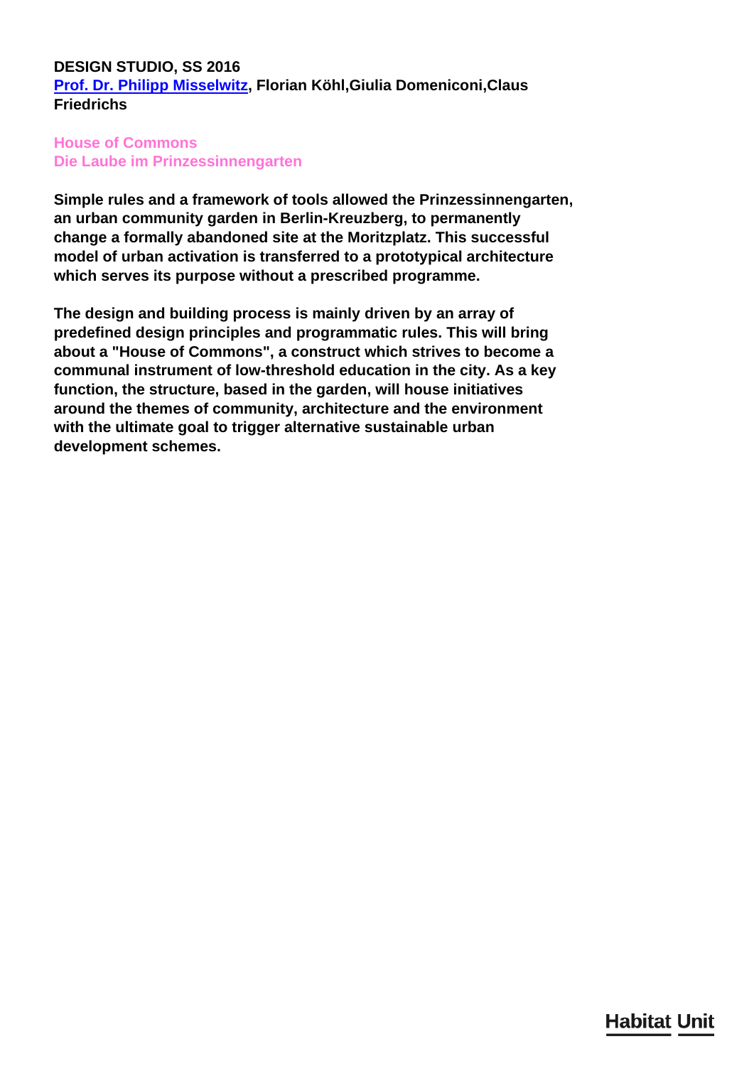**DESIGN STUDIO, SS 2016**
**[Prof. Dr. Philipp Misselwitz](), Florian Köhl,Giulia Domeniconi,Claus Friedrichs**

## House of Commons
## Die Laube im Prinzessinnengarten

**Simple rules and a framework of tools allowed the Prinzessinnengarten, an urban community garden in Berlin-Kreuzberg, to permanently change a formally abandoned site at the Moritzplatz. This successful model of urban activation is transferred to a prototypical architecture which serves its purpose without a prescribed programme.**

**The design and building process is mainly driven by an array of predefined design principles and programmatic rules. This will bring about a "House of Commons", a construct which strives to become a communal instrument of low-threshold education in the city. As a key function, the structure, based in the garden, will house initiatives around the themes of community, architecture and the environment with the ultimate goal to trigger alternative sustainable urban development schemes.**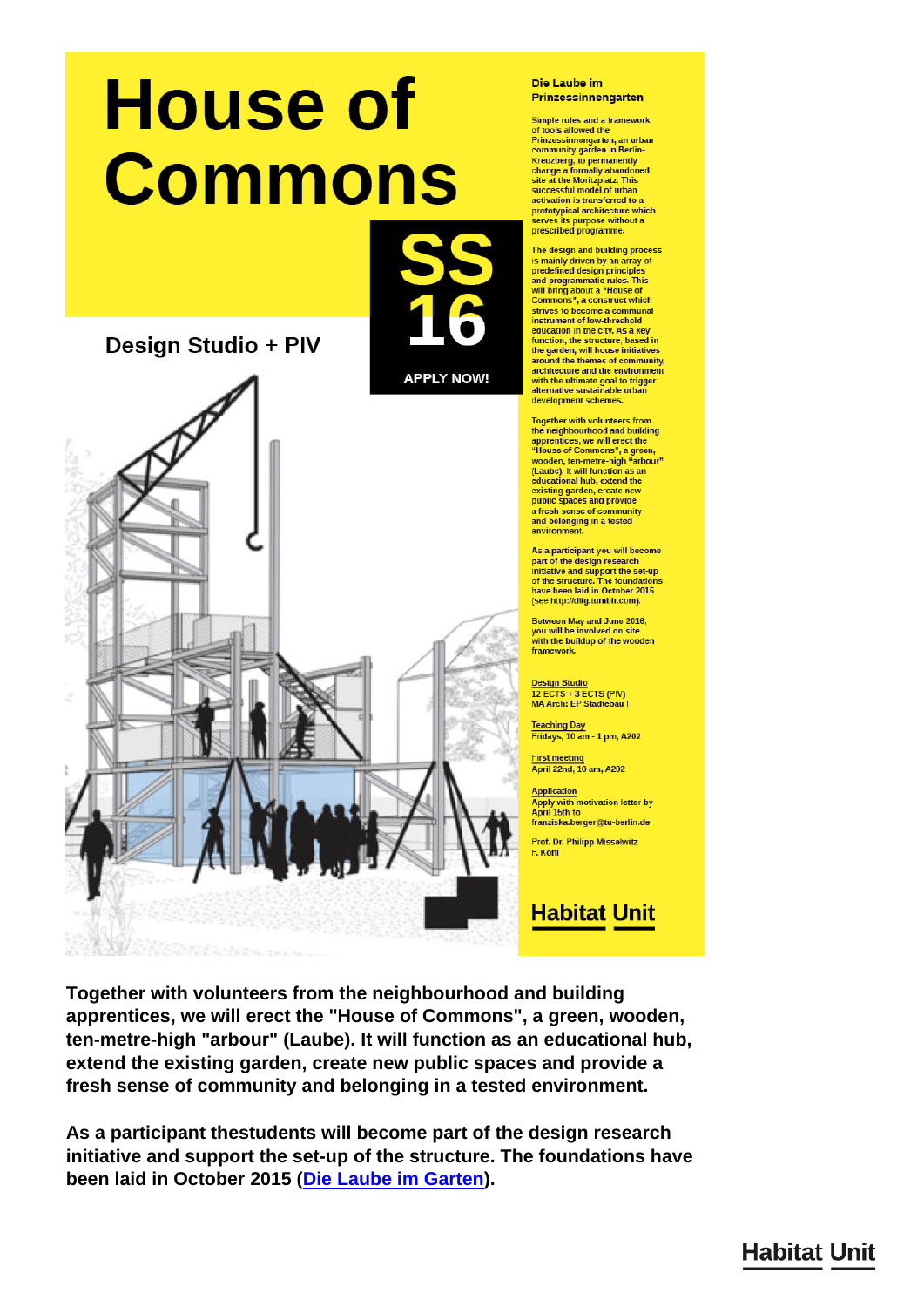# House of Commons

**SS 16**

**APPLY NOW!**

**Design Studio + PIV**

**Die Laube im Prinzessinnengarten**

Simple rules and a framework of tools allowed the Prinzessinnengarten, an urban community garden in Berlin-Kreuzberg, to permanently change a formelly abandoned site at the Moritzplatz. This successful model of urban activation is transferred to a prototypical architecture which serves its purpose without a prescribed programme.

The design and building process is mainly driven by an array of predefined design principles and programmatic rules. This will bring about a "House of Commons", a construct which strives to become a communal instrument of low-threshold education in the city. As a key function, the structure, based in the garden, will house initiatives around the themes of community, architecture and the environment with the ultimate goal to trigger alternative sustainable urban development schemes.

Together with volunteers from the neighbourhood and building apprentices, we will erect the "House of Commons", a green, wooden, ten-metre-high "arbour" (Laube). It will function as an educational hub, extend the existing garden, create new public spaces and provide a fresh sense of community and belonging in a tested environment.

As a participant you will become part of the design research initiative and support the set-up of the structure. The foundations have been laid in October 2015 (see http://dilg.tumblr.com).

Between May and June 2016, you will be involved on site with the buildup of the wooden framework.

Design Studio
12 ECTS + 3 ECTS (PIV)
MA Arch: EP Städtebau I

Teaching Day
Fridays, 10 am - 1 pm, A202

First meeting
April 22nd, 10 am, A202

Application
Apply with motivation letter by April 15th to franziska.berger@tu-berlin.de

Prof. Dr. Philipp Misselwitz
F. Kohl

Habitat Unit

**Together with volunteers from the neighbourhood and building apprentices, we will erect the "House of Commons", a green, wooden, ten-metre-high "arbour" (Laube). It will function as an educational hub, extend the existing garden, create new public spaces and provide a fresh sense of community and belonging in a tested environment.**

**As a participant thestudents will become part of the design research initiative and support the set-up of the structure. The foundations have been laid in October 2015 (Die Laube im Garten).**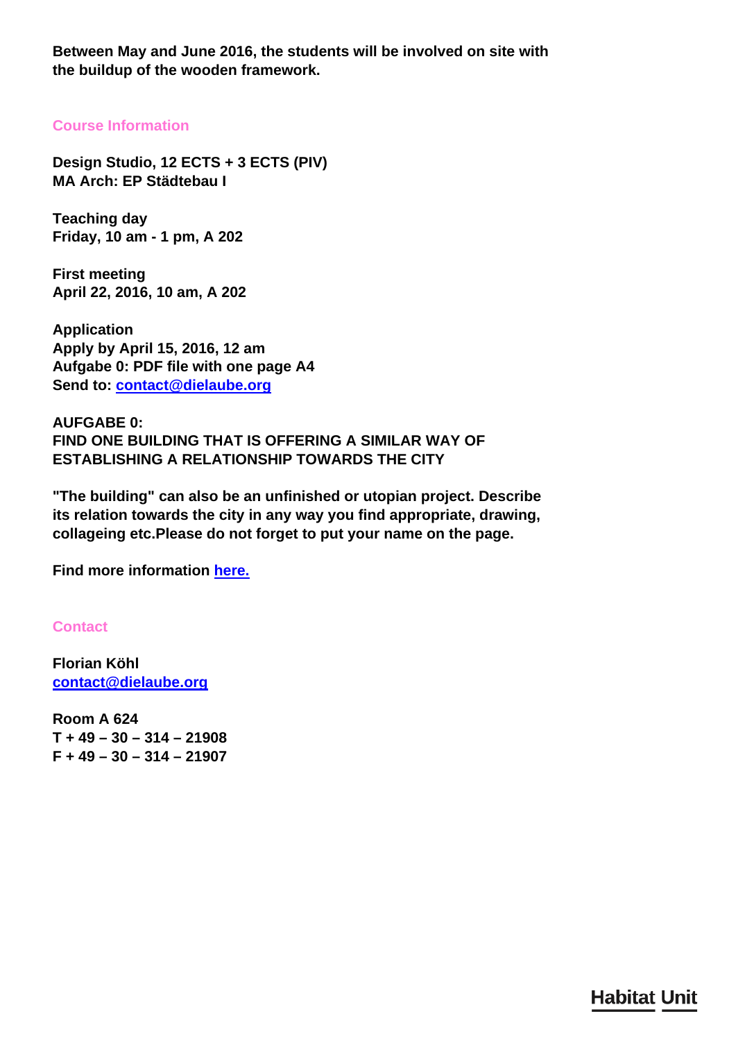**Between May and June 2016, the students will be involved on site with the buildup of the wooden framework.**

## Course Information

**Design Studio, 12 ECTS + 3 ECTS (PIV)**
**MA Arch: EP Städtebau I**

**Teaching day**
**Friday, 10 am - 1 pm, A 202**

**First meeting**
**April 22, 2016, 10 am, A 202**

**Application**
**Apply by April 15, 2016, 12 am**
**Aufgabe 0: PDF file with one page A4**
**Send to: contact@dielaube.org**

**AUFGABE 0:**
**FIND ONE BUILDING THAT IS OFFERING A SIMILAR WAY OF ESTABLISHING A RELATIONSHIP TOWARDS THE CITY**

**"The building" can also be an unfinished or utopian project. Describe its relation towards the city in any way you find appropriate, drawing, collageing etc.Please do not forget to put your name on the page.**

**Find more information here.**

## Contact

**Florian Köhl**
**contact@dielaube.org**

**Room A 624**
**T + 49 – 30 – 314 – 21908**
**F + 49 – 30 – 314 – 21907**

**Habitat Unit**